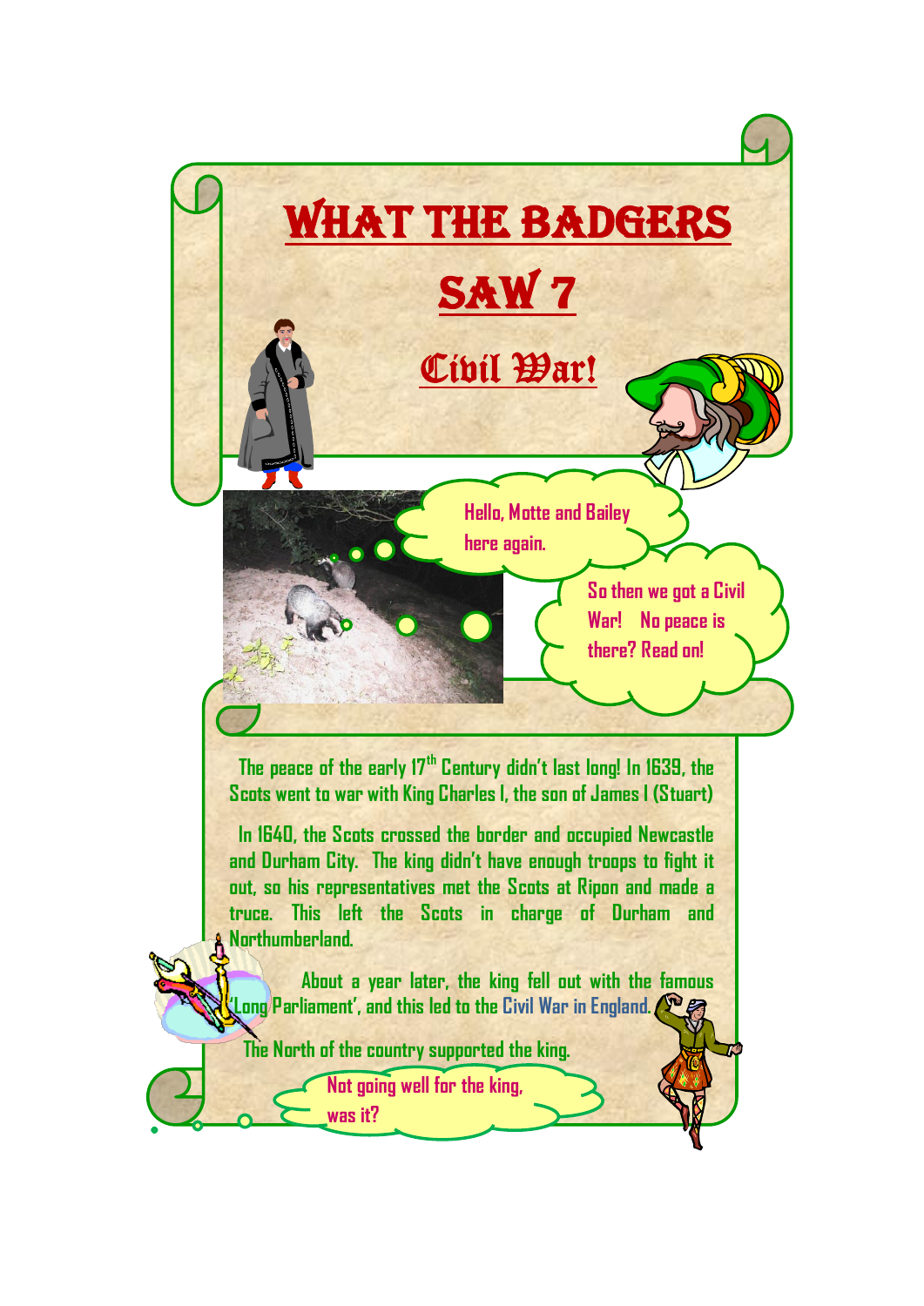# WHAT THE BADGERS SAW 7

## Civil War!

Hello, Motte and Bailey here again.

So then we got a Civil War! No peace is there? Read on!

The peace of the early 17th Century didn't last long! In 1639, the Scots went to war with King Charles I, the son of James I (Stuart)

In 1640, the Scots crossed the border and occupied Newcastle and Durham City. The king didn't have enough troops to fight it out, so his representatives met the Scots at Ripon and made a truce. This left the Scots in charge of Durham and Northumberland.

About a year later, the king fell out with the famous 'Long Parliament', and this led to the Civil War in England.

The North of the country supported the king.

Not going well for the king, was it?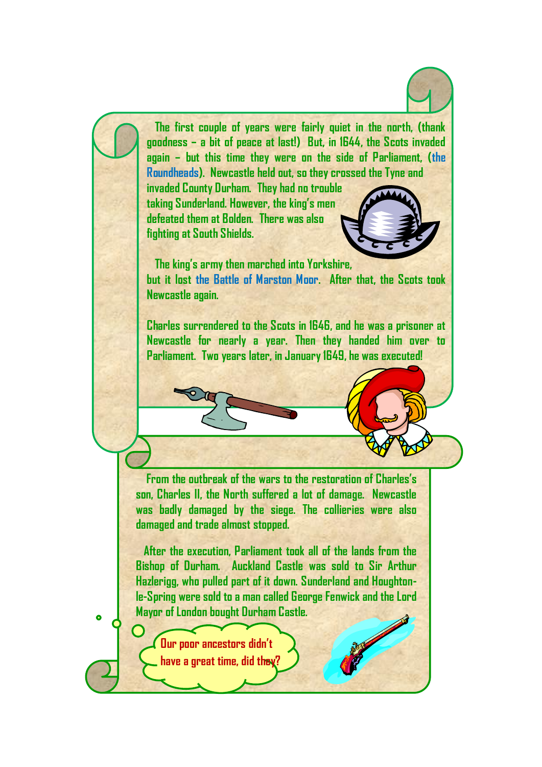The first couple of years were fairly quiet in the north, (thank goodness – a bit of peace at last!) But, in 1644, the Scots invaded again – but this time they were on the side of Parliament, (the Roundheads). Newcastle held out, so they crossed the Tyne and invaded County Durham. They had no trouble taking Sunderland. However, the king's men defeated them at Bolden. There was also fighting at South Shields.

The king's army then marched into Yorkshire, but it lost the Battle of Marston Moor. After that, the Scots took Newcastle again.

Charles surrendered to the Scots in 1646, and he was a prisoner at Newcastle for nearly a year. Then they handed him over to Parliament. Two years later, in January 1649, he was executed!

From the outbreak of the wars to the restoration of Charles's son, Charles II, the North suffered a lot of damage. Newcastle was badly damaged by the siege. The collieries were also damaged and trade almost stopped.

After the execution, Parliament took all of the lands from the Bishop of Durham. Auckland Castle was sold to Sir Arthur Hazlerigg, who pulled part of it down. Sunderland and Houghton-le-Spring were sold to a man called George Fenwick and the Lord Mayor of London bought Durham Castle.

Our poor ancestors didn't have a great time, did they?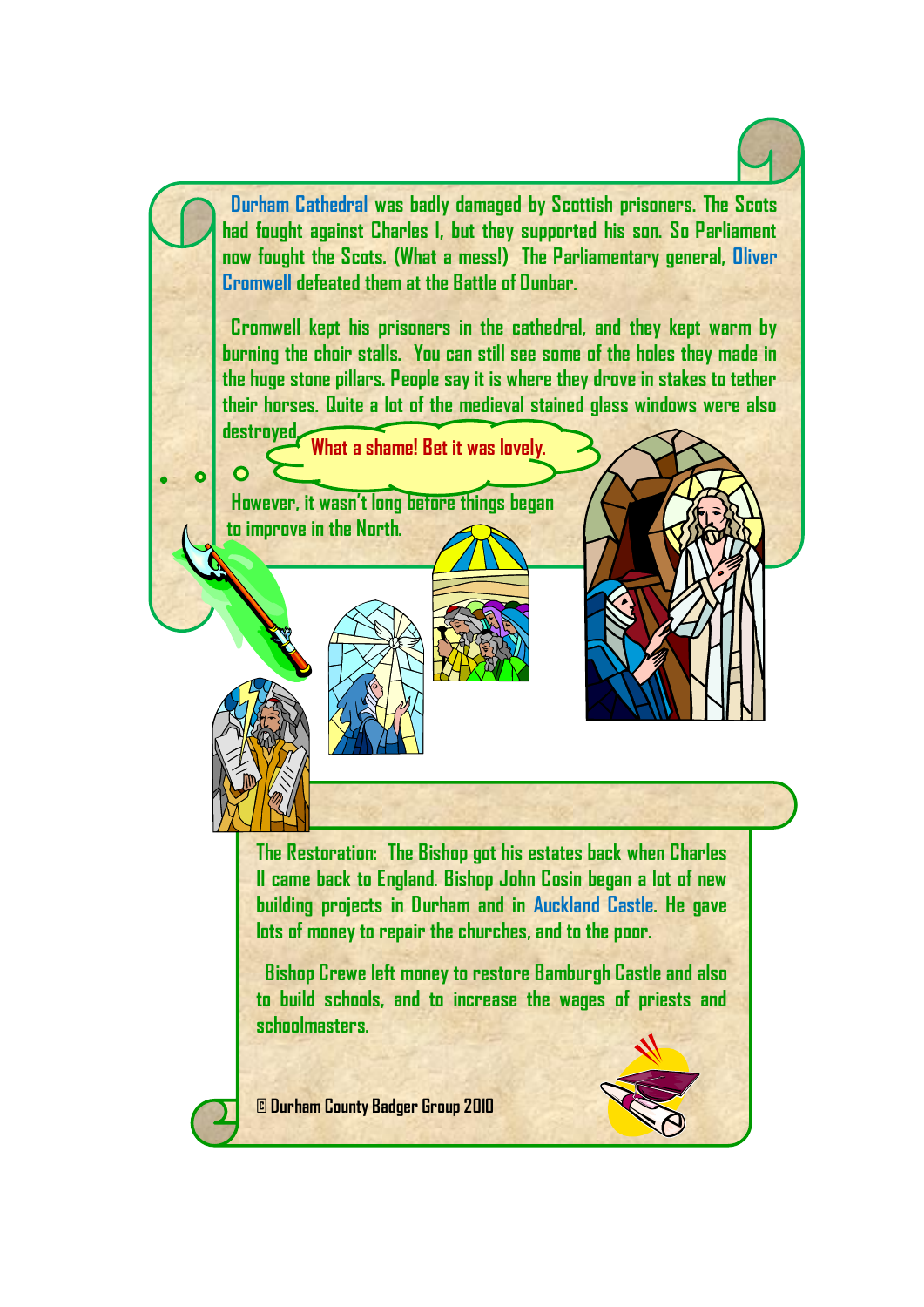Durham Cathedral was badly damaged by Scottish prisoners. The Scots had fought against Charles I, but they supported his son. So Parliament now fought the Scots. (What a mess!) The Parliamentary general, Oliver Cromwell defeated them at the Battle of Dunbar.

Cromwell kept his prisoners in the cathedral, and they kept warm by burning the choir stalls. You can still see some of the holes they made in the huge stone pillars. People say it is where they drove in stakes to tether their horses. Quite a lot of the medieval stained glass windows were also destroyed.

What a shame! Bet it was lovely.

However, it wasn't long before things began to improve in the North.

The Restoration: The Bishop got his estates back when Charles II came back to England. Bishop John Cosin began a lot of new building projects in Durham and in Auckland Castle. He gave lots of money to repair the churches, and to the poor.

Bishop Crewe left money to restore Bamburgh Castle and also to build schools, and to increase the wages of priests and schoolmasters.

© Durham County Badger Group 2010